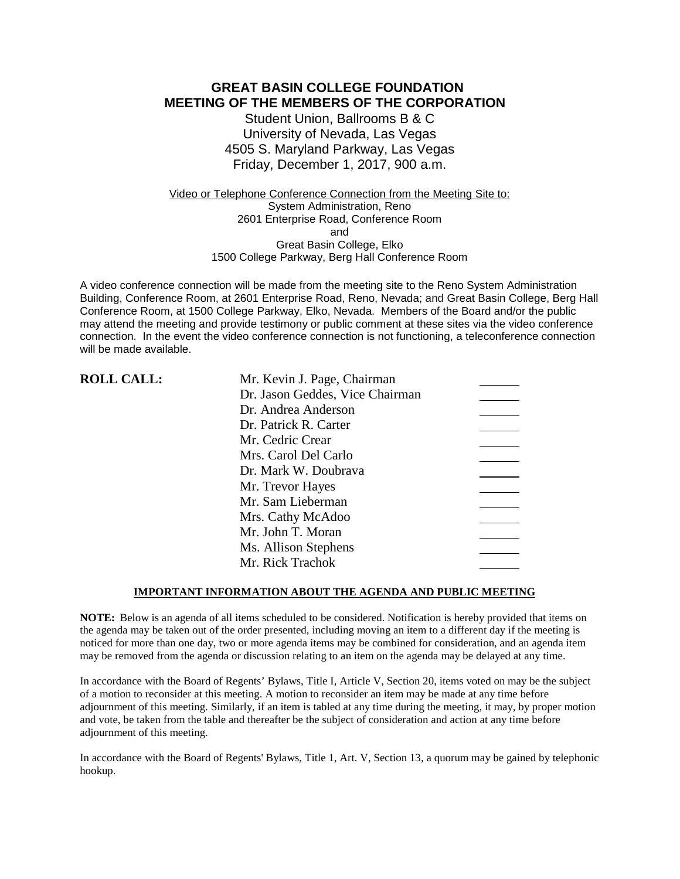# GREAT BASIN COLLEGE FOUNDATION
# MEETING OF THE MEMBERS OF THE CORPORATION

Student Union, Ballrooms B & C
University of Nevada, Las Vegas
4505 S. Maryland Parkway, Las Vegas
Friday, December 1, 2017, 900 a.m.

Video or Telephone Conference Connection from the Meeting Site to:
System Administration, Reno
2601 Enterprise Road, Conference Room
and
Great Basin College, Elko
1500 College Parkway, Berg Hall Conference Room

A video conference connection will be made from the meeting site to the Reno System Administration Building, Conference Room, at 2601 Enterprise Road, Reno, Nevada; and Great Basin College, Berg Hall Conference Room, at 1500 College Parkway, Elko, Nevada. Members of the Board and/or the public may attend the meeting and provide testimony or public comment at these sites via the video conference connection. In the event the video conference connection is not functioning, a teleconference connection will be made available.

**ROLL CALL:**

| | |
|---|---|
| Mr. Kevin J. Page, Chairman | ______ |
| Dr. Jason Geddes, Vice Chairman | ______ |
| Dr. Andrea Anderson | ______ |
| Dr. Patrick R. Carter | ______ |
| Mr. Cedric Crear | ______ |
| Mrs. Carol Del Carlo | ______ |
| Dr. Mark W. Doubrava | ______ |
| Mr. Trevor Hayes | ______ |
| Mr. Sam Lieberman | ______ |
| Mrs. Cathy McAdoo | ______ |
| Mr. John T. Moran | ______ |
| Ms. Allison Stephens | ______ |
| Mr. Rick Trachok | ______ |

**IMPORTANT INFORMATION ABOUT THE AGENDA AND PUBLIC MEETING**

**NOTE:** Below is an agenda of all items scheduled to be considered. Notification is hereby provided that items on the agenda may be taken out of the order presented, including moving an item to a different day if the meeting is noticed for more than one day, two or more agenda items may be combined for consideration, and an agenda item may be removed from the agenda or discussion relating to an item on the agenda may be delayed at any time.

In accordance with the Board of Regents' Bylaws, Title I, Article V, Section 20, items voted on may be the subject of a motion to reconsider at this meeting. A motion to reconsider an item may be made at any time before adjournment of this meeting. Similarly, if an item is tabled at any time during the meeting, it may, by proper motion and vote, be taken from the table and thereafter be the subject of consideration and action at any time before adjournment of this meeting.

In accordance with the Board of Regents' Bylaws, Title 1, Art. V, Section 13, a quorum may be gained by telephonic hookup.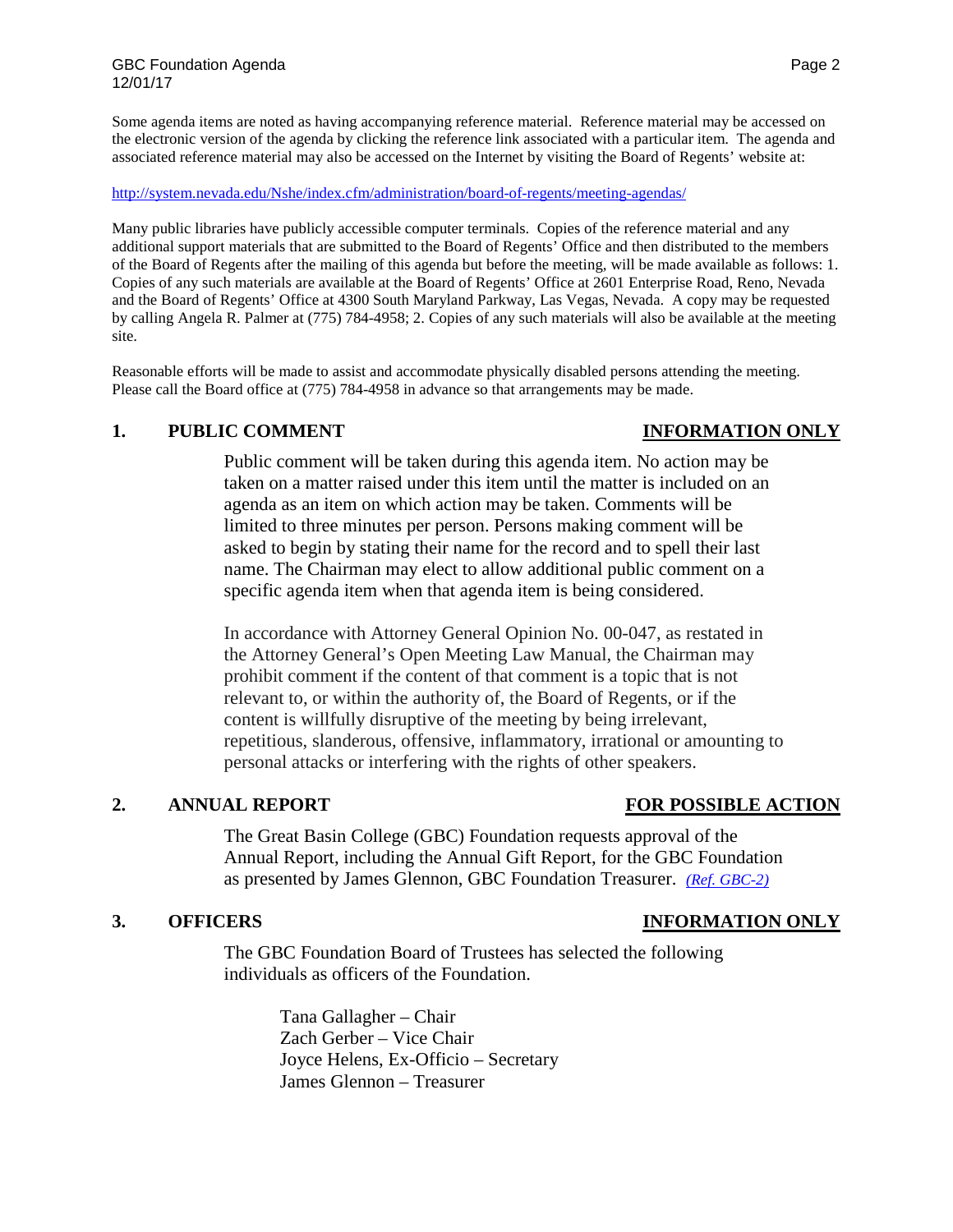Some agenda items are noted as having accompanying reference material. Reference material may be accessed on the electronic version of the agenda by clicking the reference link associated with a particular item. The agenda and associated reference material may also be accessed on the Internet by visiting the Board of Regents' website at:

http://system.nevada.edu/Nshe/index.cfm/administration/board-of-regents/meeting-agendas/

Many public libraries have publicly accessible computer terminals. Copies of the reference material and any additional support materials that are submitted to the Board of Regents' Office and then distributed to the members of the Board of Regents after the mailing of this agenda but before the meeting, will be made available as follows: 1. Copies of any such materials are available at the Board of Regents' Office at 2601 Enterprise Road, Reno, Nevada and the Board of Regents' Office at 4300 South Maryland Parkway, Las Vegas, Nevada. A copy may be requested by calling Angela R. Palmer at (775) 784-4958; 2. Copies of any such materials will also be available at the meeting site.

Reasonable efforts will be made to assist and accommodate physically disabled persons attending the meeting. Please call the Board office at (775) 784-4958 in advance so that arrangements may be made.

## 1. PUBLIC COMMENT — INFORMATION ONLY

Public comment will be taken during this agenda item. No action may be taken on a matter raised under this item until the matter is included on an agenda as an item on which action may be taken. Comments will be limited to three minutes per person. Persons making comment will be asked to begin by stating their name for the record and to spell their last name. The Chairman may elect to allow additional public comment on a specific agenda item when that agenda item is being considered.

In accordance with Attorney General Opinion No. 00-047, as restated in the Attorney General's Open Meeting Law Manual, the Chairman may prohibit comment if the content of that comment is a topic that is not relevant to, or within the authority of, the Board of Regents, or if the content is willfully disruptive of the meeting by being irrelevant, repetitious, slanderous, offensive, inflammatory, irrational or amounting to personal attacks or interfering with the rights of other speakers.

## 2. ANNUAL REPORT — FOR POSSIBLE ACTION

The Great Basin College (GBC) Foundation requests approval of the Annual Report, including the Annual Gift Report, for the GBC Foundation as presented by James Glennon, GBC Foundation Treasurer. *(Ref. GBC-2)*

## 3. OFFICERS — INFORMATION ONLY

The GBC Foundation Board of Trustees has selected the following individuals as officers of the Foundation.

Tana Gallagher – Chair
Zach Gerber – Vice Chair
Joyce Helens, Ex-Officio – Secretary
James Glennon – Treasurer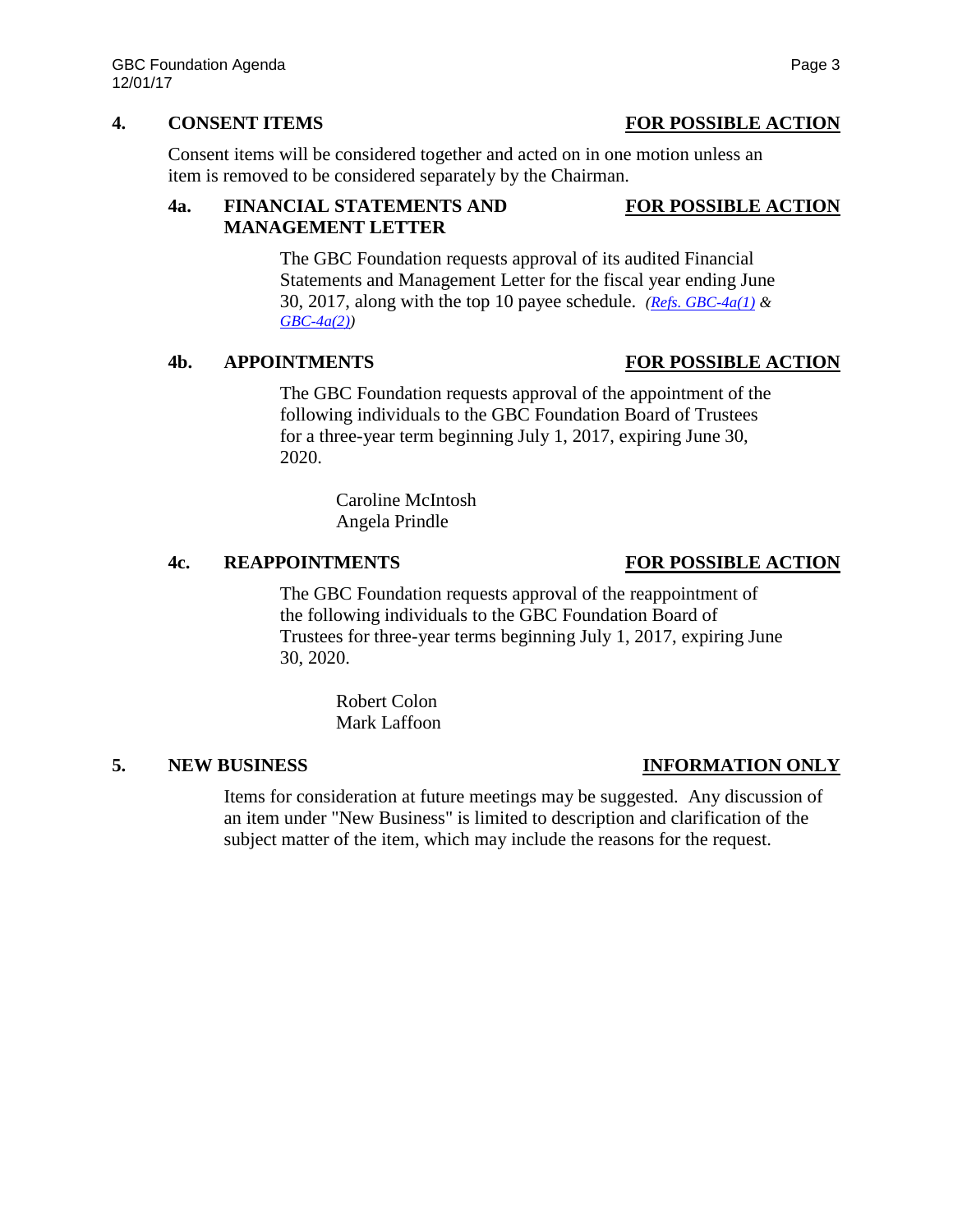## 4. CONSENT ITEMS **FOR POSSIBLE ACTION**

Consent items will be considered together and acted on in one motion unless an item is removed to be considered separately by the Chairman.

### 4a. FINANCIAL STATEMENTS AND MANAGEMENT LETTER **FOR POSSIBLE ACTION**

The GBC Foundation requests approval of its audited Financial Statements and Management Letter for the fiscal year ending June 30, 2017, along with the top 10 payee schedule. *(Refs. GBC-4a(1) & GBC-4a(2))*

### 4b. APPOINTMENTS **FOR POSSIBLE ACTION**

The GBC Foundation requests approval of the appointment of the following individuals to the GBC Foundation Board of Trustees for a three-year term beginning July 1, 2017, expiring June 30, 2020.

Caroline McIntosh
Angela Prindle

### 4c. REAPPOINTMENTS **FOR POSSIBLE ACTION**

The GBC Foundation requests approval of the reappointment of the following individuals to the GBC Foundation Board of Trustees for three-year terms beginning July 1, 2017, expiring June 30, 2020.

Robert Colon
Mark Laffoon

## 5. NEW BUSINESS **INFORMATION ONLY**

Items for consideration at future meetings may be suggested. Any discussion of an item under "New Business" is limited to description and clarification of the subject matter of the item, which may include the reasons for the request.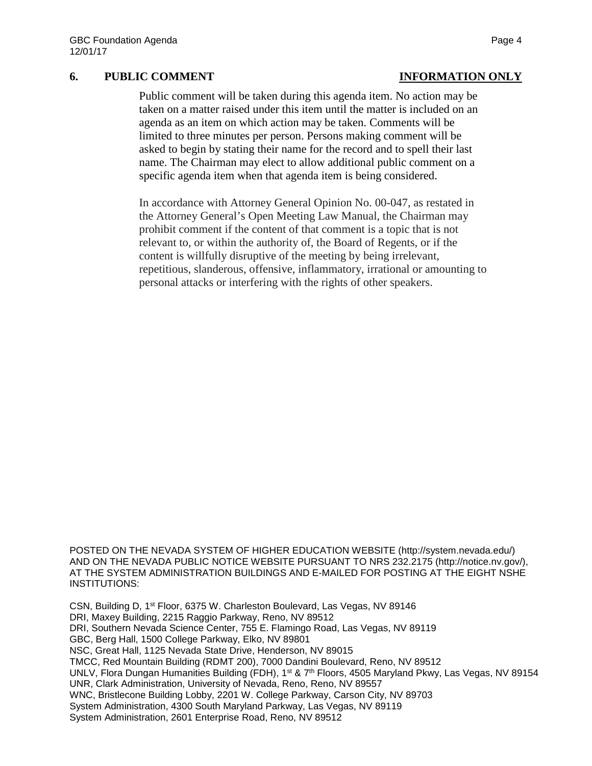## 6. PUBLIC COMMENT **INFORMATION ONLY**

Public comment will be taken during this agenda item. No action may be taken on a matter raised under this item until the matter is included on an agenda as an item on which action may be taken. Comments will be limited to three minutes per person. Persons making comment will be asked to begin by stating their name for the record and to spell their last name. The Chairman may elect to allow additional public comment on a specific agenda item when that agenda item is being considered.

In accordance with Attorney General Opinion No. 00-047, as restated in the Attorney General's Open Meeting Law Manual, the Chairman may prohibit comment if the content of that comment is a topic that is not relevant to, or within the authority of, the Board of Regents, or if the content is willfully disruptive of the meeting by being irrelevant, repetitious, slanderous, offensive, inflammatory, irrational or amounting to personal attacks or interfering with the rights of other speakers.

POSTED ON THE NEVADA SYSTEM OF HIGHER EDUCATION WEBSITE (http://system.nevada.edu/) AND ON THE NEVADA PUBLIC NOTICE WEBSITE PURSUANT TO NRS 232.2175 (http://notice.nv.gov/), AT THE SYSTEM ADMINISTRATION BUILDINGS AND E-MAILED FOR POSTING AT THE EIGHT NSHE INSTITUTIONS:

CSN, Building D, 1st Floor, 6375 W. Charleston Boulevard, Las Vegas, NV 89146
DRI, Maxey Building, 2215 Raggio Parkway, Reno, NV 89512
DRI, Southern Nevada Science Center, 755 E. Flamingo Road, Las Vegas, NV 89119
GBC, Berg Hall, 1500 College Parkway, Elko, NV 89801
NSC, Great Hall, 1125 Nevada State Drive, Henderson, NV 89015
TMCC, Red Mountain Building (RDMT 200), 7000 Dandini Boulevard, Reno, NV 89512
UNLV, Flora Dungan Humanities Building (FDH), 1st & 7th Floors, 4505 Maryland Pkwy, Las Vegas, NV 89154
UNR, Clark Administration, University of Nevada, Reno, Reno, NV 89557
WNC, Bristlecone Building Lobby, 2201 W. College Parkway, Carson City, NV 89703
System Administration, 4300 South Maryland Parkway, Las Vegas, NV 89119
System Administration, 2601 Enterprise Road, Reno, NV 89512